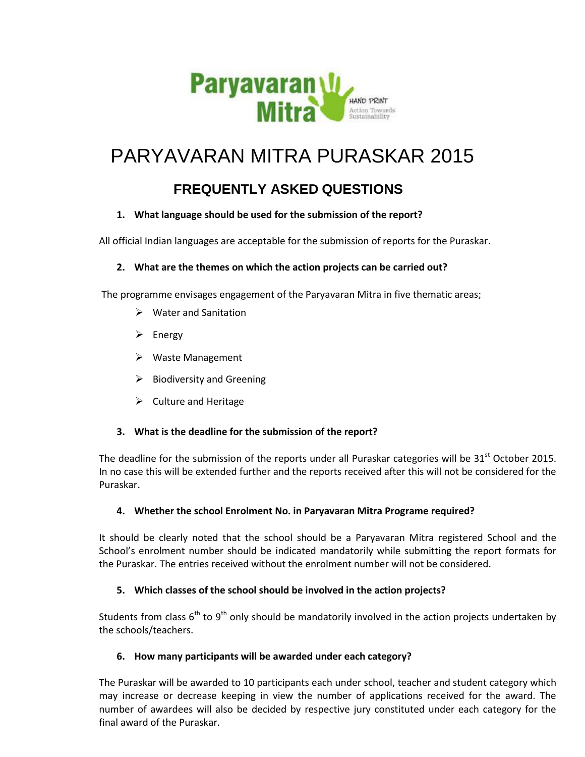# PARYAVARAN MITRA PURASKAR 2015

## FREQUENTLY ASKED QUESTIONS

1. **What language should be used for the submission of the report?**

All official Indian languages are acceptable for the submission of reports for the Puraskar.

2. **What are the themes on which the action projects can be carried out?**

The programme envisages engagement of the Paryavaran Mitra in five thematic areas;

- Water and Sanitation
- Energy
- Waste Management
- Biodiversity and Greening
- Culture and Heritage

3. **What is the deadline for the submission of the report?**

The deadline for the submission of the reports under all Puraskar categories will be 31st October 2015. In no case this will be extended further and the reports received after this will not be considered for the Puraskar.

4. **Whether the school Enrolment No. in Paryavaran Mitra Programe required?**

It should be clearly noted that the school should be a Paryavaran Mitra registered School and the School's enrolment number should be indicated mandatorily while submitting the report formats for the Puraskar. The entries received without the enrolment number will not be considered.

5. **Which classes of the school should be involved in the action projects?**

Students from class 6th to 9th only should be mandatorily involved in the action projects undertaken by the schools/teachers.

6. **How many participants will be awarded under each category?**

The Puraskar will be awarded to 10 participants each under school, teacher and student category which may increase or decrease keeping in view the number of applications received for the award. The number of awardees will also be decided by respective jury constituted under each category for the final award of the Puraskar.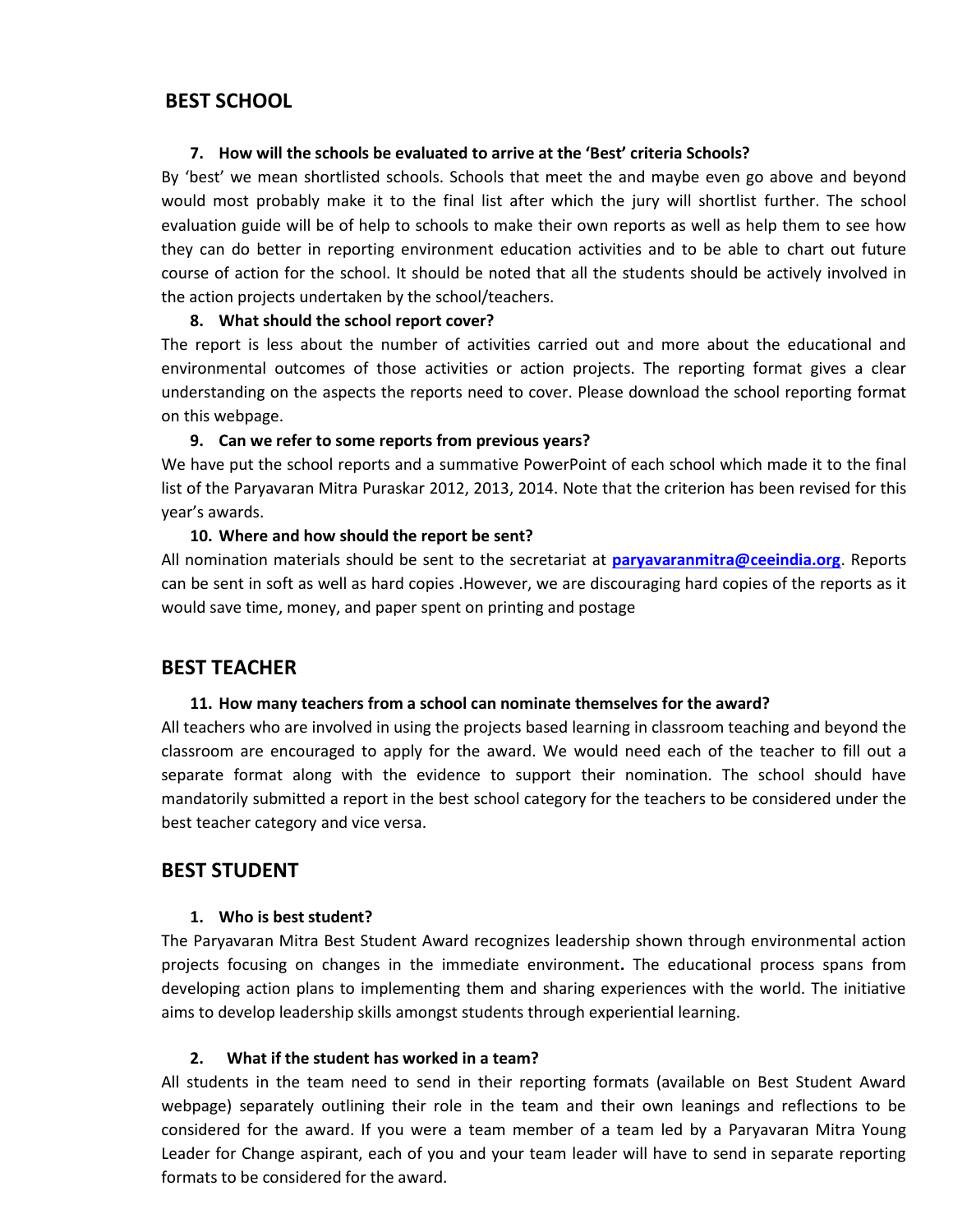## BEST SCHOOL

**7. How will the schools be evaluated to arrive at the 'Best' criteria Schools?**

By 'best' we mean shortlisted schools. Schools that meet the and maybe even go above and beyond would most probably make it to the final list after which the jury will shortlist further. The school evaluation guide will be of help to schools to make their own reports as well as help them to see how they can do better in reporting environment education activities and to be able to chart out future course of action for the school. It should be noted that all the students should be actively involved in the action projects undertaken by the school/teachers.

**8. What should the school report cover?**

The report is less about the number of activities carried out and more about the educational and environmental outcomes of those activities or action projects. The reporting format gives a clear understanding on the aspects the reports need to cover. Please download the school reporting format on this webpage.

**9. Can we refer to some reports from previous years?**

We have put the school reports and a summative PowerPoint of each school which made it to the final list of the Paryavaran Mitra Puraskar 2012, 2013, 2014. Note that the criterion has been revised for this year's awards.

**10. Where and how should the report be sent?**

All nomination materials should be sent to the secretariat at **paryavaranmitra@ceeindia.org**. Reports can be sent in soft as well as hard copies .However, we are discouraging hard copies of the reports as it would save time, money, and paper spent on printing and postage

## BEST TEACHER

**11. How many teachers from a school can nominate themselves for the award?**

All teachers who are involved in using the projects based learning in classroom teaching and beyond the classroom are encouraged to apply for the award. We would need each of the teacher to fill out a separate format along with the evidence to support their nomination. The school should have mandatorily submitted a report in the best school category for the teachers to be considered under the best teacher category and vice versa.

## BEST STUDENT

**1. Who is best student?**

The Paryavaran Mitra Best Student Award recognizes leadership shown through environmental action projects focusing on changes in the immediate environment**.** The educational process spans from developing action plans to implementing them and sharing experiences with the world. The initiative aims to develop leadership skills amongst students through experiential learning.

**2. What if the student has worked in a team?**

All students in the team need to send in their reporting formats (available on Best Student Award webpage) separately outlining their role in the team and their own leanings and reflections to be considered for the award. If you were a team member of a team led by a Paryavaran Mitra Young Leader for Change aspirant, each of you and your team leader will have to send in separate reporting formats to be considered for the award.